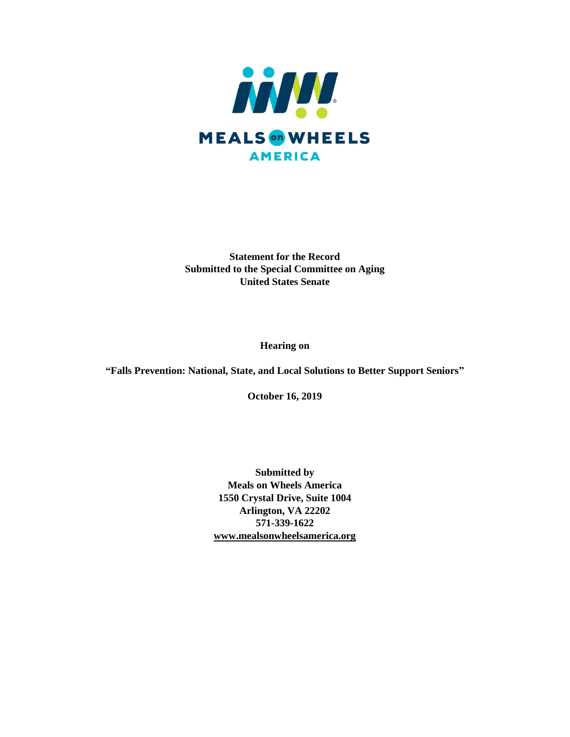MEALS on WHEELS
AMERICA

**Statement for the Record**
**Submitted to the Special Committee on Aging**
**United States Senate**

**Hearing on**

**"Falls Prevention: National, State, and Local Solutions to Better Support Seniors"**

**October 16, 2019**

**Submitted by**
**Meals on Wheels America**
**1550 Crystal Drive, Suite 1004**
**Arlington, VA 22202**
**571-339-1622**
**www.mealsonwheelsamerica.org**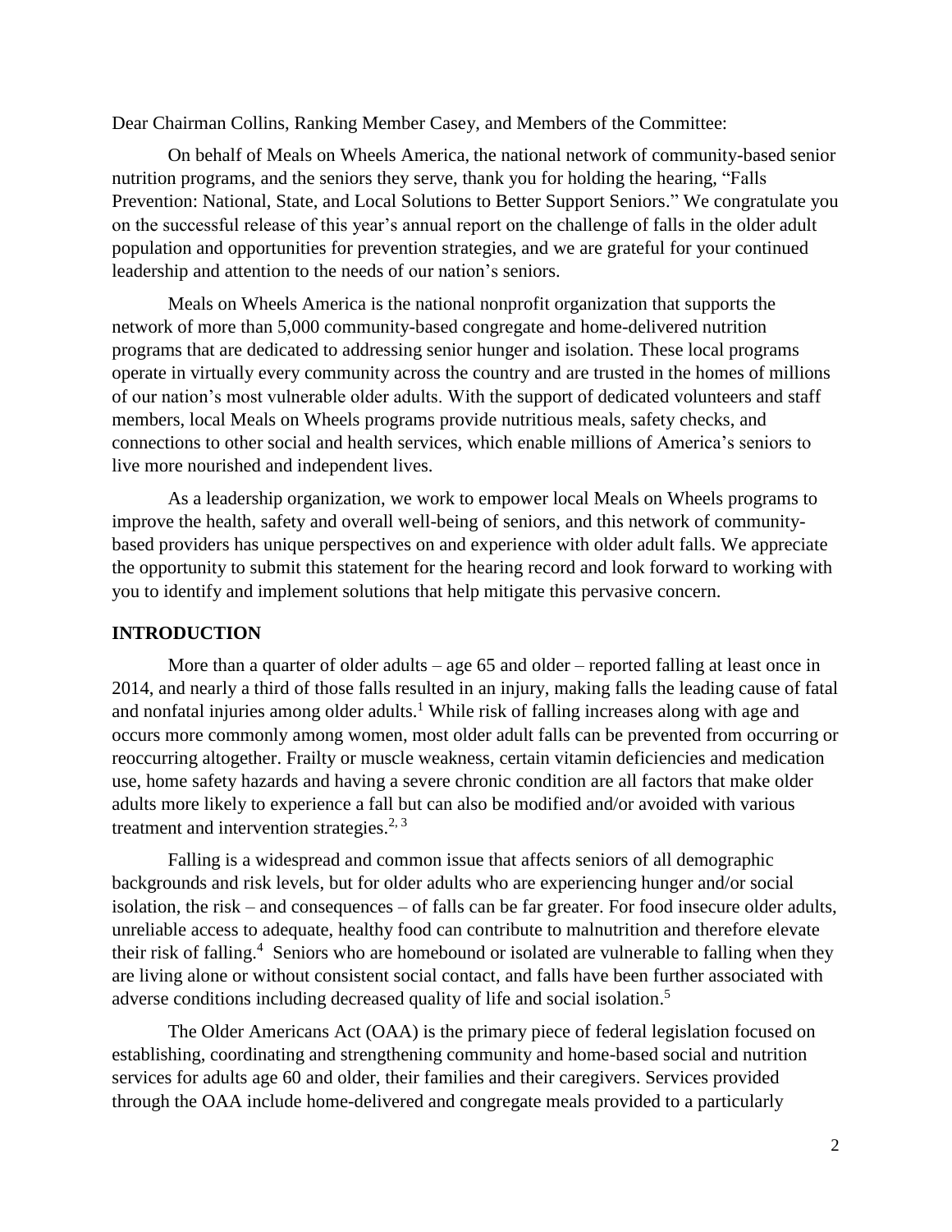Dear Chairman Collins, Ranking Member Casey, and Members of the Committee:

On behalf of Meals on Wheels America, the national network of community-based senior nutrition programs, and the seniors they serve, thank you for holding the hearing, "Falls Prevention: National, State, and Local Solutions to Better Support Seniors." We congratulate you on the successful release of this year's annual report on the challenge of falls in the older adult population and opportunities for prevention strategies, and we are grateful for your continued leadership and attention to the needs of our nation's seniors.

Meals on Wheels America is the national nonprofit organization that supports the network of more than 5,000 community-based congregate and home-delivered nutrition programs that are dedicated to addressing senior hunger and isolation. These local programs operate in virtually every community across the country and are trusted in the homes of millions of our nation's most vulnerable older adults. With the support of dedicated volunteers and staff members, local Meals on Wheels programs provide nutritious meals, safety checks, and connections to other social and health services, which enable millions of America's seniors to live more nourished and independent lives.

As a leadership organization, we work to empower local Meals on Wheels programs to improve the health, safety and overall well-being of seniors, and this network of community-based providers has unique perspectives on and experience with older adult falls. We appreciate the opportunity to submit this statement for the hearing record and look forward to working with you to identify and implement solutions that help mitigate this pervasive concern.

## INTRODUCTION

More than a quarter of older adults – age 65 and older – reported falling at least once in 2014, and nearly a third of those falls resulted in an injury, making falls the leading cause of fatal and nonfatal injuries among older adults.[1] While risk of falling increases along with age and occurs more commonly among women, most older adult falls can be prevented from occurring or reoccurring altogether. Frailty or muscle weakness, certain vitamin deficiencies and medication use, home safety hazards and having a severe chronic condition are all factors that make older adults more likely to experience a fall but can also be modified and/or avoided with various treatment and intervention strategies.[2, 3]

Falling is a widespread and common issue that affects seniors of all demographic backgrounds and risk levels, but for older adults who are experiencing hunger and/or social isolation, the risk – and consequences – of falls can be far greater. For food insecure older adults, unreliable access to adequate, healthy food can contribute to malnutrition and therefore elevate their risk of falling.[4] Seniors who are homebound or isolated are vulnerable to falling when they are living alone or without consistent social contact, and falls have been further associated with adverse conditions including decreased quality of life and social isolation.[5]

The Older Americans Act (OAA) is the primary piece of federal legislation focused on establishing, coordinating and strengthening community and home-based social and nutrition services for adults age 60 and older, their families and their caregivers. Services provided through the OAA include home-delivered and congregate meals provided to a particularly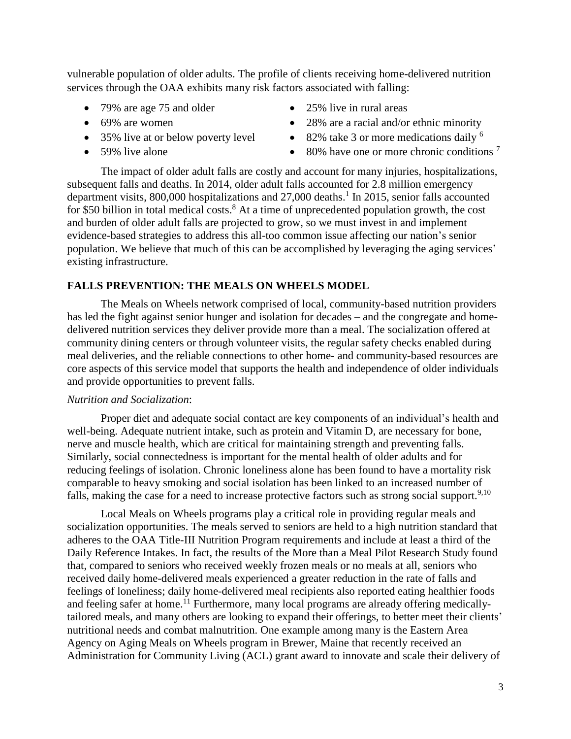vulnerable population of older adults. The profile of clients receiving home-delivered nutrition services through the OAA exhibits many risk factors associated with falling:

- 79% are age 75 and older
- 69% are women
- 35% live at or below poverty level
- 59% live alone
- 25% live in rural areas
- 28% are a racial and/or ethnic minority
- 82% take 3 or more medications daily [6]
- 80% have one or more chronic conditions [7]

The impact of older adult falls are costly and account for many injuries, hospitalizations, subsequent falls and deaths. In 2014, older adult falls accounted for 2.8 million emergency department visits, 800,000 hospitalizations and 27,000 deaths.[1] In 2015, senior falls accounted for $50 billion in total medical costs.[8] At a time of unprecedented population growth, the cost and burden of older adult falls are projected to grow, so we must invest in and implement evidence-based strategies to address this all-too common issue affecting our nation's senior population. We believe that much of this can be accomplished by leveraging the aging services' existing infrastructure.

## FALLS PREVENTION: THE MEALS ON WHEELS MODEL

The Meals on Wheels network comprised of local, community-based nutrition providers has led the fight against senior hunger and isolation for decades – and the congregate and home-delivered nutrition services they deliver provide more than a meal. The socialization offered at community dining centers or through volunteer visits, the regular safety checks enabled during meal deliveries, and the reliable connections to other home- and community-based resources are core aspects of this service model that supports the health and independence of older individuals and provide opportunities to prevent falls.

*Nutrition and Socialization*:

Proper diet and adequate social contact are key components of an individual's health and well-being. Adequate nutrient intake, such as protein and Vitamin D, are necessary for bone, nerve and muscle health, which are critical for maintaining strength and preventing falls. Similarly, social connectedness is important for the mental health of older adults and for reducing feelings of isolation. Chronic loneliness alone has been found to have a mortality risk comparable to heavy smoking and social isolation has been linked to an increased number of falls, making the case for a need to increase protective factors such as strong social support.[9,10]

Local Meals on Wheels programs play a critical role in providing regular meals and socialization opportunities. The meals served to seniors are held to a high nutrition standard that adheres to the OAA Title-III Nutrition Program requirements and include at least a third of the Daily Reference Intakes. In fact, the results of the More than a Meal Pilot Research Study found that, compared to seniors who received weekly frozen meals or no meals at all, seniors who received daily home-delivered meals experienced a greater reduction in the rate of falls and feelings of loneliness; daily home-delivered meal recipients also reported eating healthier foods and feeling safer at home.[11] Furthermore, many local programs are already offering medically-tailored meals, and many others are looking to expand their offerings, to better meet their clients' nutritional needs and combat malnutrition. One example among many is the Eastern Area Agency on Aging Meals on Wheels program in Brewer, Maine that recently received an Administration for Community Living (ACL) grant award to innovate and scale their delivery of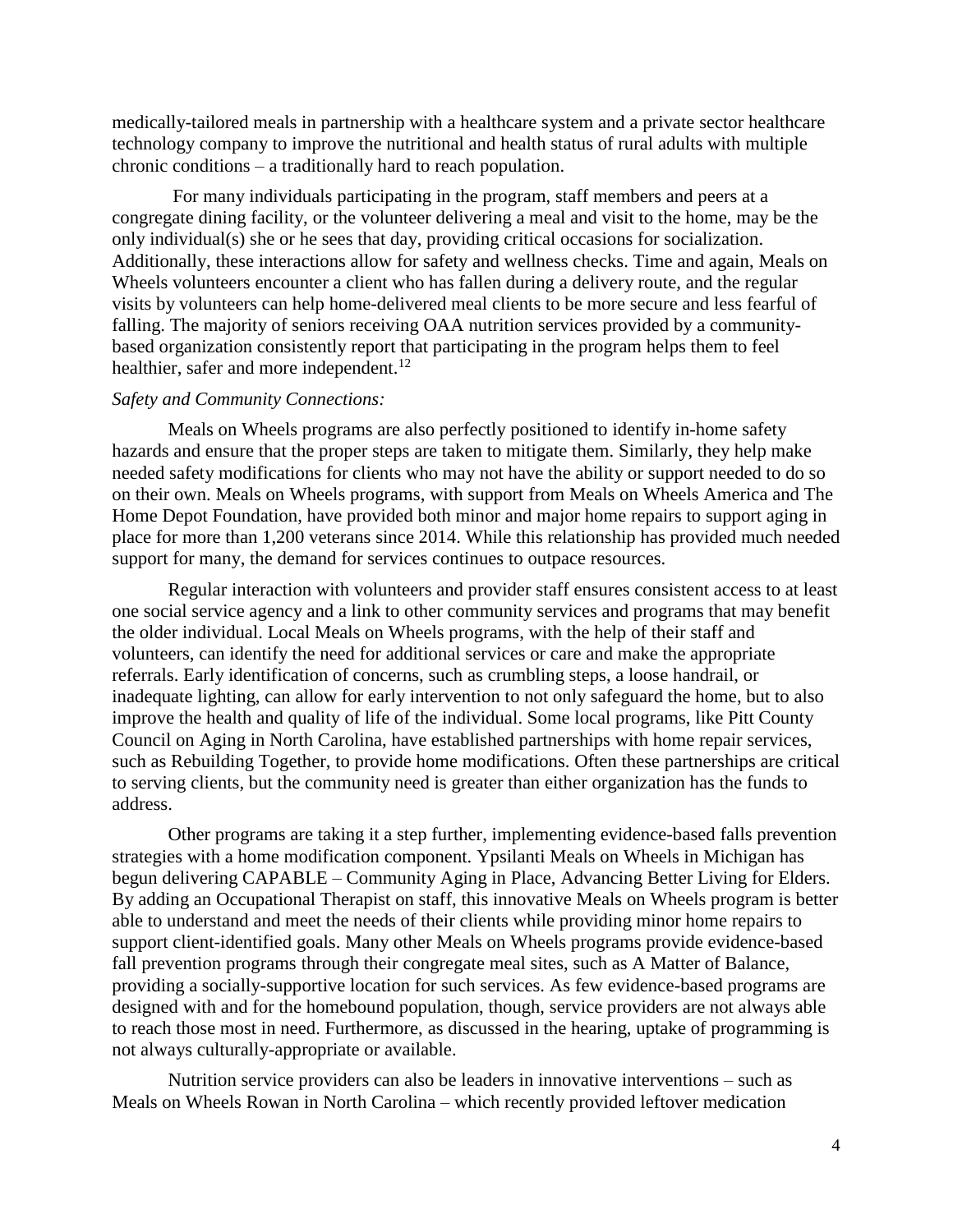medically-tailored meals in partnership with a healthcare system and a private sector healthcare technology company to improve the nutritional and health status of rural adults with multiple chronic conditions – a traditionally hard to reach population.

For many individuals participating in the program, staff members and peers at a congregate dining facility, or the volunteer delivering a meal and visit to the home, may be the only individual(s) she or he sees that day, providing critical occasions for socialization. Additionally, these interactions allow for safety and wellness checks. Time and again, Meals on Wheels volunteers encounter a client who has fallen during a delivery route, and the regular visits by volunteers can help home-delivered meal clients to be more secure and less fearful of falling. The majority of seniors receiving OAA nutrition services provided by a community-based organization consistently report that participating in the program helps them to feel healthier, safer and more independent.[12]

*Safety and Community Connections:*

Meals on Wheels programs are also perfectly positioned to identify in-home safety hazards and ensure that the proper steps are taken to mitigate them. Similarly, they help make needed safety modifications for clients who may not have the ability or support needed to do so on their own. Meals on Wheels programs, with support from Meals on Wheels America and The Home Depot Foundation, have provided both minor and major home repairs to support aging in place for more than 1,200 veterans since 2014. While this relationship has provided much needed support for many, the demand for services continues to outpace resources.

Regular interaction with volunteers and provider staff ensures consistent access to at least one social service agency and a link to other community services and programs that may benefit the older individual. Local Meals on Wheels programs, with the help of their staff and volunteers, can identify the need for additional services or care and make the appropriate referrals. Early identification of concerns, such as crumbling steps, a loose handrail, or inadequate lighting, can allow for early intervention to not only safeguard the home, but to also improve the health and quality of life of the individual. Some local programs, like Pitt County Council on Aging in North Carolina, have established partnerships with home repair services, such as Rebuilding Together, to provide home modifications. Often these partnerships are critical to serving clients, but the community need is greater than either organization has the funds to address.

Other programs are taking it a step further, implementing evidence-based falls prevention strategies with a home modification component. Ypsilanti Meals on Wheels in Michigan has begun delivering CAPABLE – Community Aging in Place, Advancing Better Living for Elders. By adding an Occupational Therapist on staff, this innovative Meals on Wheels program is better able to understand and meet the needs of their clients while providing minor home repairs to support client-identified goals. Many other Meals on Wheels programs provide evidence-based fall prevention programs through their congregate meal sites, such as A Matter of Balance, providing a socially-supportive location for such services. As few evidence-based programs are designed with and for the homebound population, though, service providers are not always able to reach those most in need. Furthermore, as discussed in the hearing, uptake of programming is not always culturally-appropriate or available.

Nutrition service providers can also be leaders in innovative interventions – such as Meals on Wheels Rowan in North Carolina – which recently provided leftover medication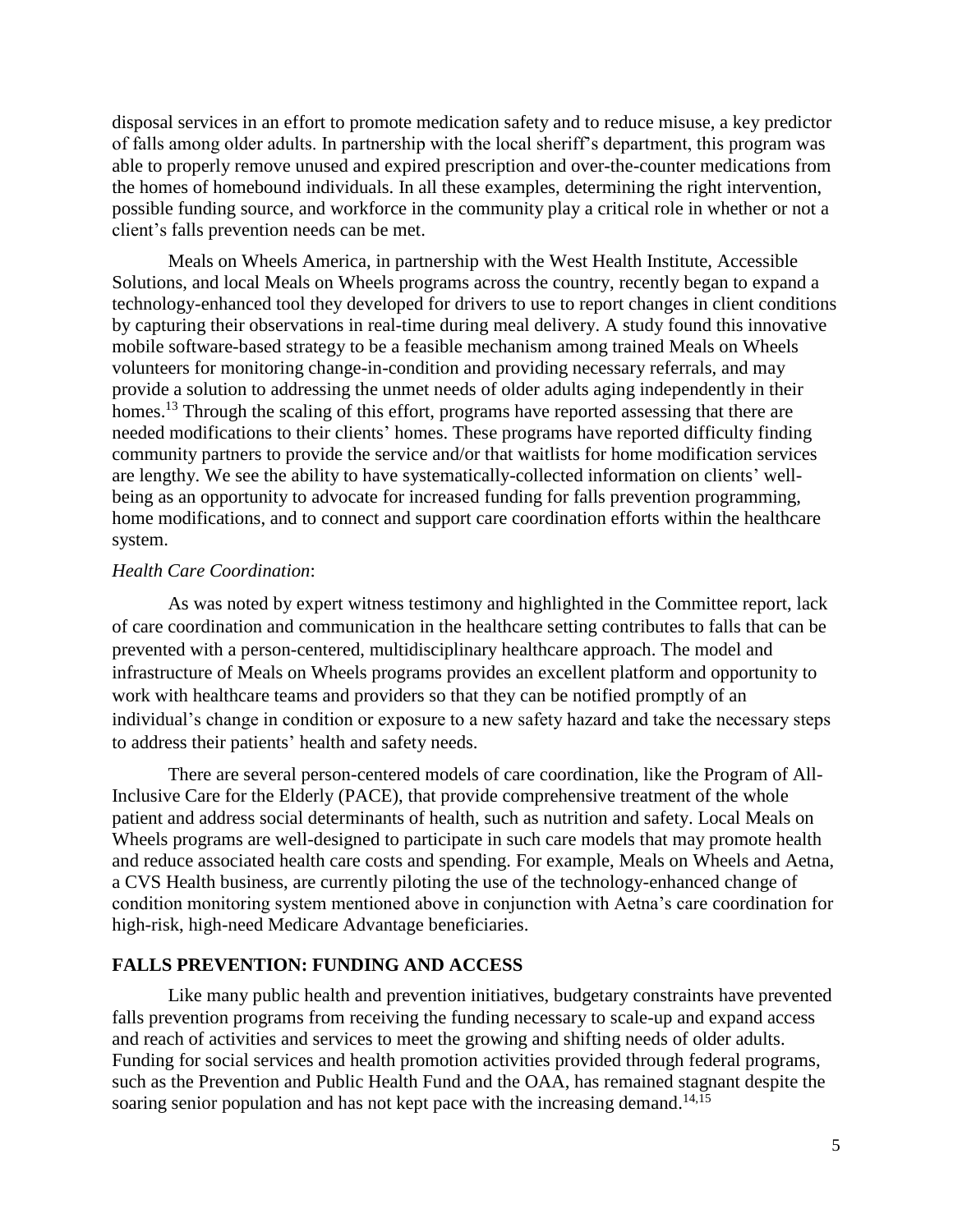disposal services in an effort to promote medication safety and to reduce misuse, a key predictor of falls among older adults. In partnership with the local sheriff's department, this program was able to properly remove unused and expired prescription and over-the-counter medications from the homes of homebound individuals. In all these examples, determining the right intervention, possible funding source, and workforce in the community play a critical role in whether or not a client's falls prevention needs can be met.

Meals on Wheels America, in partnership with the West Health Institute, Accessible Solutions, and local Meals on Wheels programs across the country, recently began to expand a technology-enhanced tool they developed for drivers to use to report changes in client conditions by capturing their observations in real-time during meal delivery. A study found this innovative mobile software-based strategy to be a feasible mechanism among trained Meals on Wheels volunteers for monitoring change-in-condition and providing necessary referrals, and may provide a solution to addressing the unmet needs of older adults aging independently in their homes.[13] Through the scaling of this effort, programs have reported assessing that there are needed modifications to their clients' homes. These programs have reported difficulty finding community partners to provide the service and/or that waitlists for home modification services are lengthy. We see the ability to have systematically-collected information on clients' well-being as an opportunity to advocate for increased funding for falls prevention programming, home modifications, and to connect and support care coordination efforts within the healthcare system.

*Health Care Coordination*:

As was noted by expert witness testimony and highlighted in the Committee report, lack of care coordination and communication in the healthcare setting contributes to falls that can be prevented with a person-centered, multidisciplinary healthcare approach. The model and infrastructure of Meals on Wheels programs provides an excellent platform and opportunity to work with healthcare teams and providers so that they can be notified promptly of an individual's change in condition or exposure to a new safety hazard and take the necessary steps to address their patients' health and safety needs.

There are several person-centered models of care coordination, like the Program of All-Inclusive Care for the Elderly (PACE), that provide comprehensive treatment of the whole patient and address social determinants of health, such as nutrition and safety. Local Meals on Wheels programs are well-designed to participate in such care models that may promote health and reduce associated health care costs and spending. For example, Meals on Wheels and Aetna, a CVS Health business, are currently piloting the use of the technology-enhanced change of condition monitoring system mentioned above in conjunction with Aetna's care coordination for high-risk, high-need Medicare Advantage beneficiaries.

## FALLS PREVENTION: FUNDING AND ACCESS

Like many public health and prevention initiatives, budgetary constraints have prevented falls prevention programs from receiving the funding necessary to scale-up and expand access and reach of activities and services to meet the growing and shifting needs of older adults. Funding for social services and health promotion activities provided through federal programs, such as the Prevention and Public Health Fund and the OAA, has remained stagnant despite the soaring senior population and has not kept pace with the increasing demand.[14,15]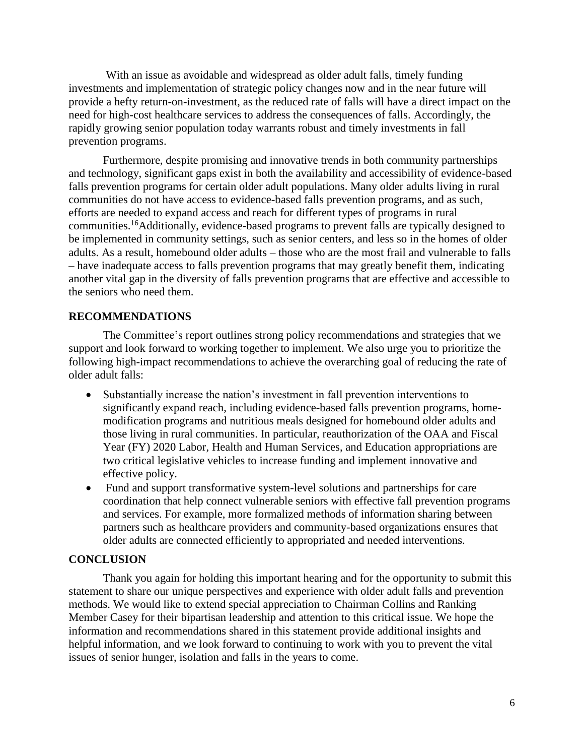With an issue as avoidable and widespread as older adult falls, timely funding investments and implementation of strategic policy changes now and in the near future will provide a hefty return-on-investment, as the reduced rate of falls will have a direct impact on the need for high-cost healthcare services to address the consequences of falls. Accordingly, the rapidly growing senior population today warrants robust and timely investments in fall prevention programs.

Furthermore, despite promising and innovative trends in both community partnerships and technology, significant gaps exist in both the availability and accessibility of evidence-based falls prevention programs for certain older adult populations. Many older adults living in rural communities do not have access to evidence-based falls prevention programs, and as such, efforts are needed to expand access and reach for different types of programs in rural communities.[16] Additionally, evidence-based programs to prevent falls are typically designed to be implemented in community settings, such as senior centers, and less so in the homes of older adults. As a result, homebound older adults – those who are the most frail and vulnerable to falls – have inadequate access to falls prevention programs that may greatly benefit them, indicating another vital gap in the diversity of falls prevention programs that are effective and accessible to the seniors who need them.

## RECOMMENDATIONS

The Committee's report outlines strong policy recommendations and strategies that we support and look forward to working together to implement. We also urge you to prioritize the following high-impact recommendations to achieve the overarching goal of reducing the rate of older adult falls:

- Substantially increase the nation's investment in fall prevention interventions to significantly expand reach, including evidence-based falls prevention programs, home-modification programs and nutritious meals designed for homebound older adults and those living in rural communities. In particular, reauthorization of the OAA and Fiscal Year (FY) 2020 Labor, Health and Human Services, and Education appropriations are two critical legislative vehicles to increase funding and implement innovative and effective policy.
- Fund and support transformative system-level solutions and partnerships for care coordination that help connect vulnerable seniors with effective fall prevention programs and services. For example, more formalized methods of information sharing between partners such as healthcare providers and community-based organizations ensures that older adults are connected efficiently to appropriated and needed interventions.

## CONCLUSION

Thank you again for holding this important hearing and for the opportunity to submit this statement to share our unique perspectives and experience with older adult falls and prevention methods. We would like to extend special appreciation to Chairman Collins and Ranking Member Casey for their bipartisan leadership and attention to this critical issue. We hope the information and recommendations shared in this statement provide additional insights and helpful information, and we look forward to continuing to work with you to prevent the vital issues of senior hunger, isolation and falls in the years to come.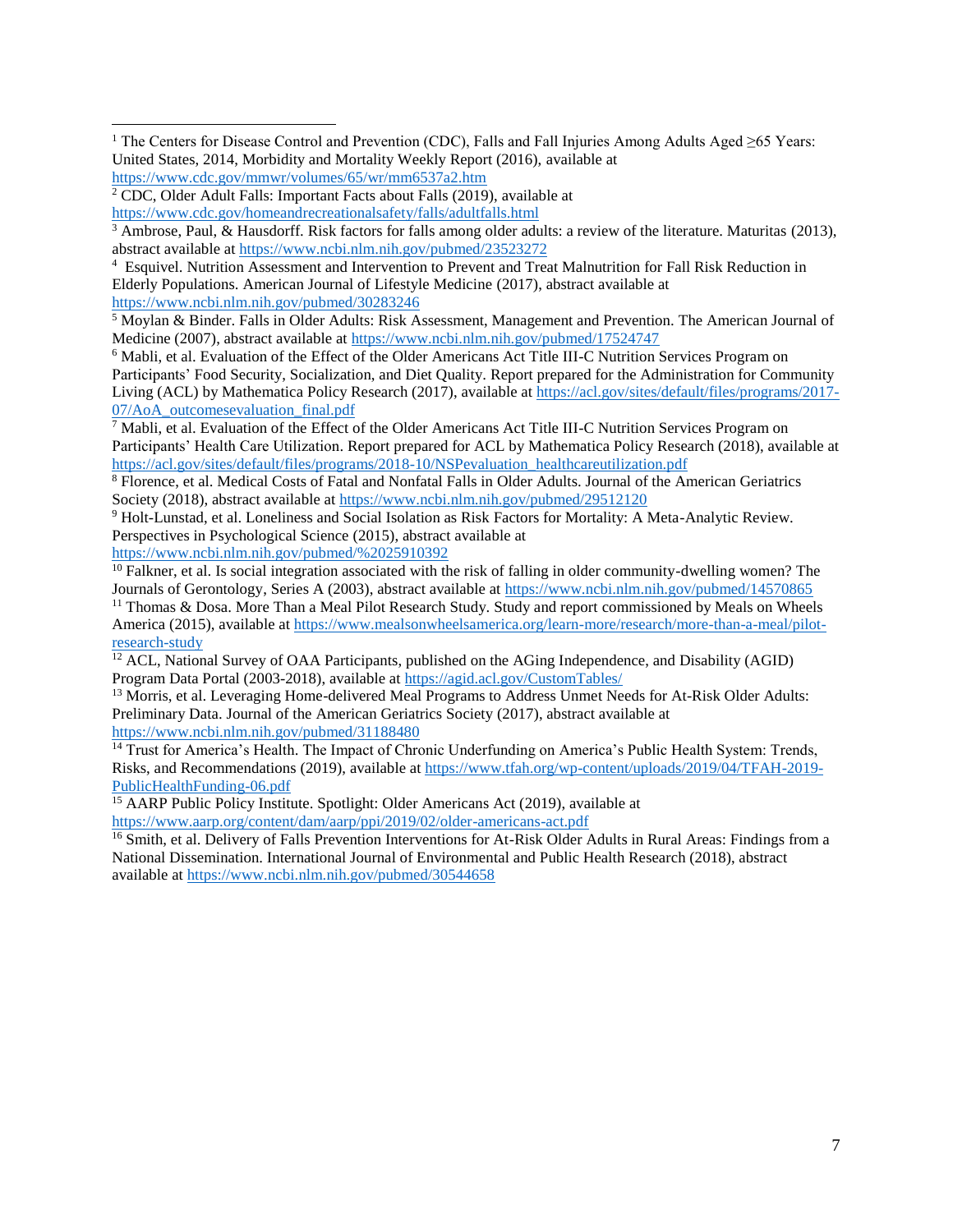[1] The Centers for Disease Control and Prevention (CDC), Falls and Fall Injuries Among Adults Aged ≥65 Years: United States, 2014, Morbidity and Mortality Weekly Report (2016), available at https://www.cdc.gov/mmwr/volumes/65/wr/mm6537a2.htm

[2] CDC, Older Adult Falls: Important Facts about Falls (2019), available at https://www.cdc.gov/homeandrecreationalsafety/falls/adultfalls.html

[3] Ambrose, Paul, & Hausdorff. Risk factors for falls among older adults: a review of the literature. Maturitas (2013), abstract available at https://www.ncbi.nlm.nih.gov/pubmed/23523272

[4] Esquivel. Nutrition Assessment and Intervention to Prevent and Treat Malnutrition for Fall Risk Reduction in Elderly Populations. American Journal of Lifestyle Medicine (2017), abstract available at https://www.ncbi.nlm.nih.gov/pubmed/30283246

[5] Moylan & Binder. Falls in Older Adults: Risk Assessment, Management and Prevention. The American Journal of Medicine (2007), abstract available at https://www.ncbi.nlm.nih.gov/pubmed/17524747

[6] Mabli, et al. Evaluation of the Effect of the Older Americans Act Title III-C Nutrition Services Program on Participants' Food Security, Socialization, and Diet Quality. Report prepared for the Administration for Community Living (ACL) by Mathematica Policy Research (2017), available at https://acl.gov/sites/default/files/programs/2017-07/AoA_outcomesevaluation_final.pdf

[7] Mabli, et al. Evaluation of the Effect of the Older Americans Act Title III-C Nutrition Services Program on Participants' Health Care Utilization. Report prepared for ACL by Mathematica Policy Research (2018), available at https://acl.gov/sites/default/files/programs/2018-10/NSPevaluation_healthcareutilization.pdf

[8] Florence, et al. Medical Costs of Fatal and Nonfatal Falls in Older Adults. Journal of the American Geriatrics Society (2018), abstract available at https://www.ncbi.nlm.nih.gov/pubmed/29512120

[9] Holt-Lunstad, et al. Loneliness and Social Isolation as Risk Factors for Mortality: A Meta-Analytic Review. Perspectives in Psychological Science (2015), abstract available at https://www.ncbi.nlm.nih.gov/pubmed/%2025910392

[10] Falkner, et al. Is social integration associated with the risk of falling in older community-dwelling women? The Journals of Gerontology, Series A (2003), abstract available at https://www.ncbi.nlm.nih.gov/pubmed/14570865

[11] Thomas & Dosa. More Than a Meal Pilot Research Study. Study and report commissioned by Meals on Wheels America (2015), available at https://www.mealsonwheelsamerica.org/learn-more/research/more-than-a-meal/pilot-research-study

[12] ACL, National Survey of OAA Participants, published on the AGing Independence, and Disability (AGID) Program Data Portal (2003-2018), available at https://agid.acl.gov/CustomTables/

[13] Morris, et al. Leveraging Home-delivered Meal Programs to Address Unmet Needs for At-Risk Older Adults: Preliminary Data. Journal of the American Geriatrics Society (2017), abstract available at https://www.ncbi.nlm.nih.gov/pubmed/31188480

[14] Trust for America's Health. The Impact of Chronic Underfunding on America's Public Health System: Trends, Risks, and Recommendations (2019), available at https://www.tfah.org/wp-content/uploads/2019/04/TFAH-2019-PublicHealthFunding-06.pdf

[15] AARP Public Policy Institute. Spotlight: Older Americans Act (2019), available at https://www.aarp.org/content/dam/aarp/ppi/2019/02/older-americans-act.pdf

[16] Smith, et al. Delivery of Falls Prevention Interventions for At-Risk Older Adults in Rural Areas: Findings from a National Dissemination. International Journal of Environmental and Public Health Research (2018), abstract available at https://www.ncbi.nlm.nih.gov/pubmed/30544658